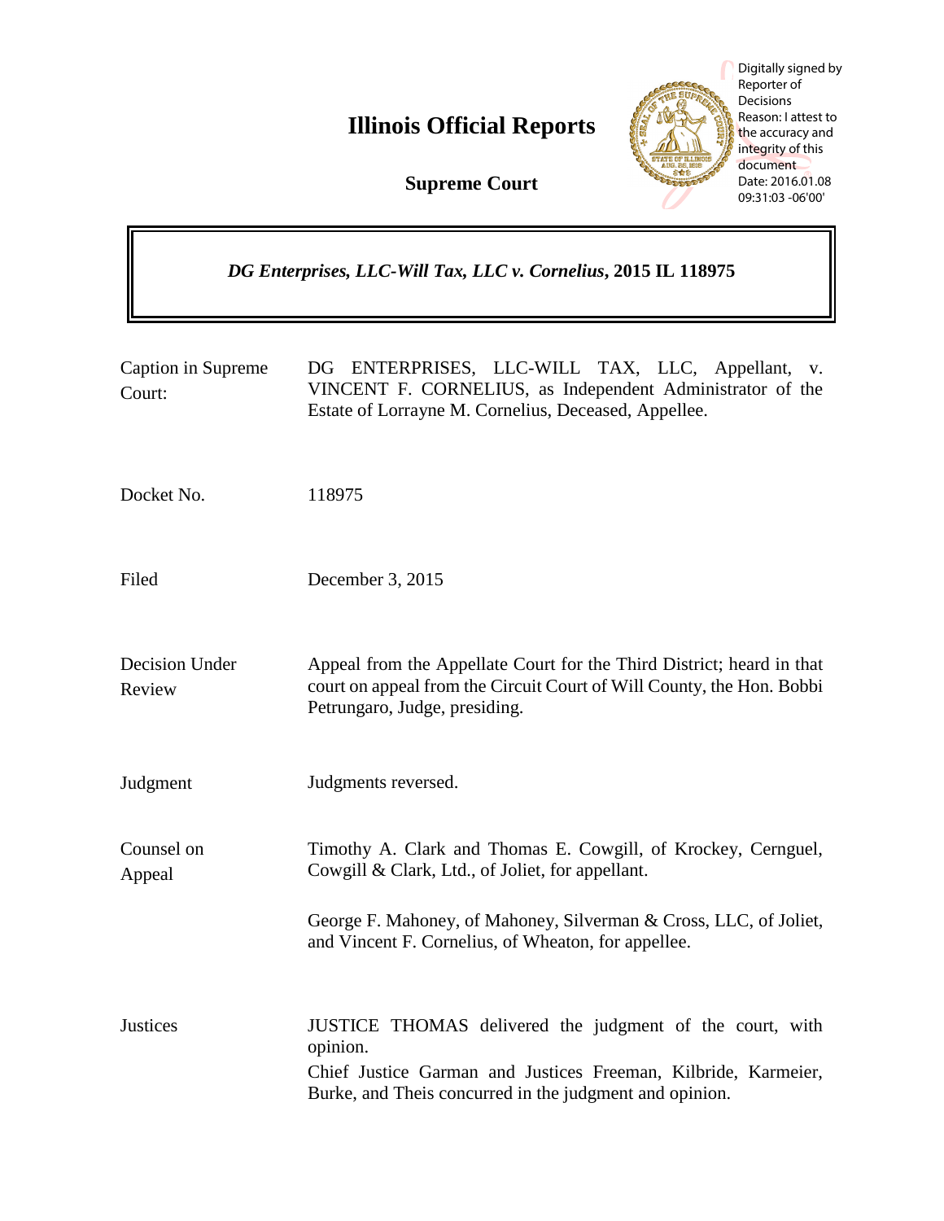# Illinois Official Reports

## Supreme Court

Digitally signed by Reporter of Decisions
Reason: I attest to the accuracy and integrity of this document
Date: 2016.01.08 09:31:03 -06'00'

***DG Enterprises, LLC-Will Tax, LLC v. Cornelius*, 2015 IL 118975**

| | |
|---|---|
| Caption in Supreme Court: | DG ENTERPRISES, LLC-WILL TAX, LLC, Appellant, v. VINCENT F. CORNELIUS, as Independent Administrator of the Estate of Lorrayne M. Cornelius, Deceased, Appellee. |
| Docket No. | 118975 |
| Filed | December 3, 2015 |
| Decision Under Review | Appeal from the Appellate Court for the Third District; heard in that court on appeal from the Circuit Court of Will County, the Hon. Bobbi Petrungaro, Judge, presiding. |
| Judgment | Judgments reversed. |
| Counsel on Appeal | Timothy A. Clark and Thomas E. Cowgill, of Krockey, Cernguel, Cowgill & Clark, Ltd., of Joliet, for appellant.<br><br>George F. Mahoney, of Mahoney, Silverman & Cross, LLC, of Joliet, and Vincent F. Cornelius, of Wheaton, for appellee. |
| Justices | JUSTICE THOMAS delivered the judgment of the court, with opinion.<br>Chief Justice Garman and Justices Freeman, Kilbride, Karmeier, Burke, and Theis concurred in the judgment and opinion. |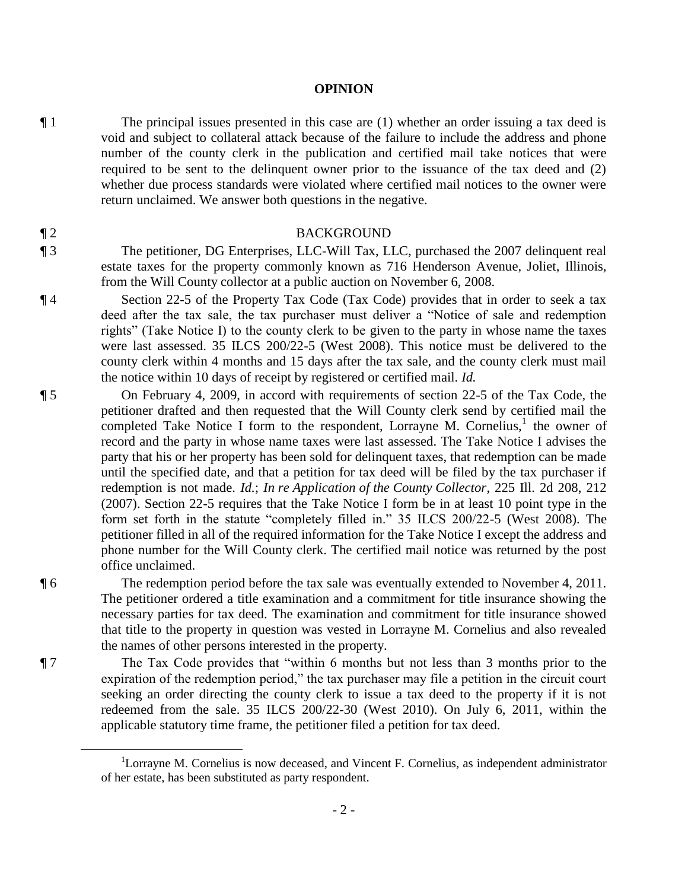## OPINION

¶ 1 The principal issues presented in this case are (1) whether an order issuing a tax deed is void and subject to collateral attack because of the failure to include the address and phone number of the county clerk in the publication and certified mail take notices that were required to be sent to the delinquent owner prior to the issuance of the tax deed and (2) whether due process standards were violated where certified mail notices to the owner were return unclaimed. We answer both questions in the negative.

## ¶ 2 BACKGROUND

¶ 3 The petitioner, DG Enterprises, LLC-Will Tax, LLC, purchased the 2007 delinquent real estate taxes for the property commonly known as 716 Henderson Avenue, Joliet, Illinois, from the Will County collector at a public auction on November 6, 2008.

¶ 4 Section 22-5 of the Property Tax Code (Tax Code) provides that in order to seek a tax deed after the tax sale, the tax purchaser must deliver a "Notice of sale and redemption rights" (Take Notice I) to the county clerk to be given to the party in whose name the taxes were last assessed. 35 ILCS 200/22-5 (West 2008). This notice must be delivered to the county clerk within 4 months and 15 days after the tax sale, and the county clerk must mail the notice within 10 days of receipt by registered or certified mail. *Id.*

¶ 5 On February 4, 2009, in accord with requirements of section 22-5 of the Tax Code, the petitioner drafted and then requested that the Will County clerk send by certified mail the completed Take Notice I form to the respondent, Lorrayne M. Cornelius,[1] the owner of record and the party in whose name taxes were last assessed. The Take Notice I advises the party that his or her property has been sold for delinquent taxes, that redemption can be made until the specified date, and that a petition for tax deed will be filed by the tax purchaser if redemption is not made. *Id.*; *In re Application of the County Collector*, 225 Ill. 2d 208, 212 (2007). Section 22-5 requires that the Take Notice I form be in at least 10 point type in the form set forth in the statute "completely filled in." 35 ILCS 200/22-5 (West 2008). The petitioner filled in all of the required information for the Take Notice I except the address and phone number for the Will County clerk. The certified mail notice was returned by the post office unclaimed.

¶ 6 The redemption period before the tax sale was eventually extended to November 4, 2011. The petitioner ordered a title examination and a commitment for title insurance showing the necessary parties for tax deed. The examination and commitment for title insurance showed that title to the property in question was vested in Lorrayne M. Cornelius and also revealed the names of other persons interested in the property.

¶ 7 The Tax Code provides that "within 6 months but not less than 3 months prior to the expiration of the redemption period," the tax purchaser may file a petition in the circuit court seeking an order directing the county clerk to issue a tax deed to the property if it is not redeemed from the sale. 35 ILCS 200/22-30 (West 2010). On July 6, 2011, within the applicable statutory time frame, the petitioner filed a petition for tax deed.

---

[1] Lorrayne M. Cornelius is now deceased, and Vincent F. Cornelius, as independent administrator of her estate, has been substituted as party respondent.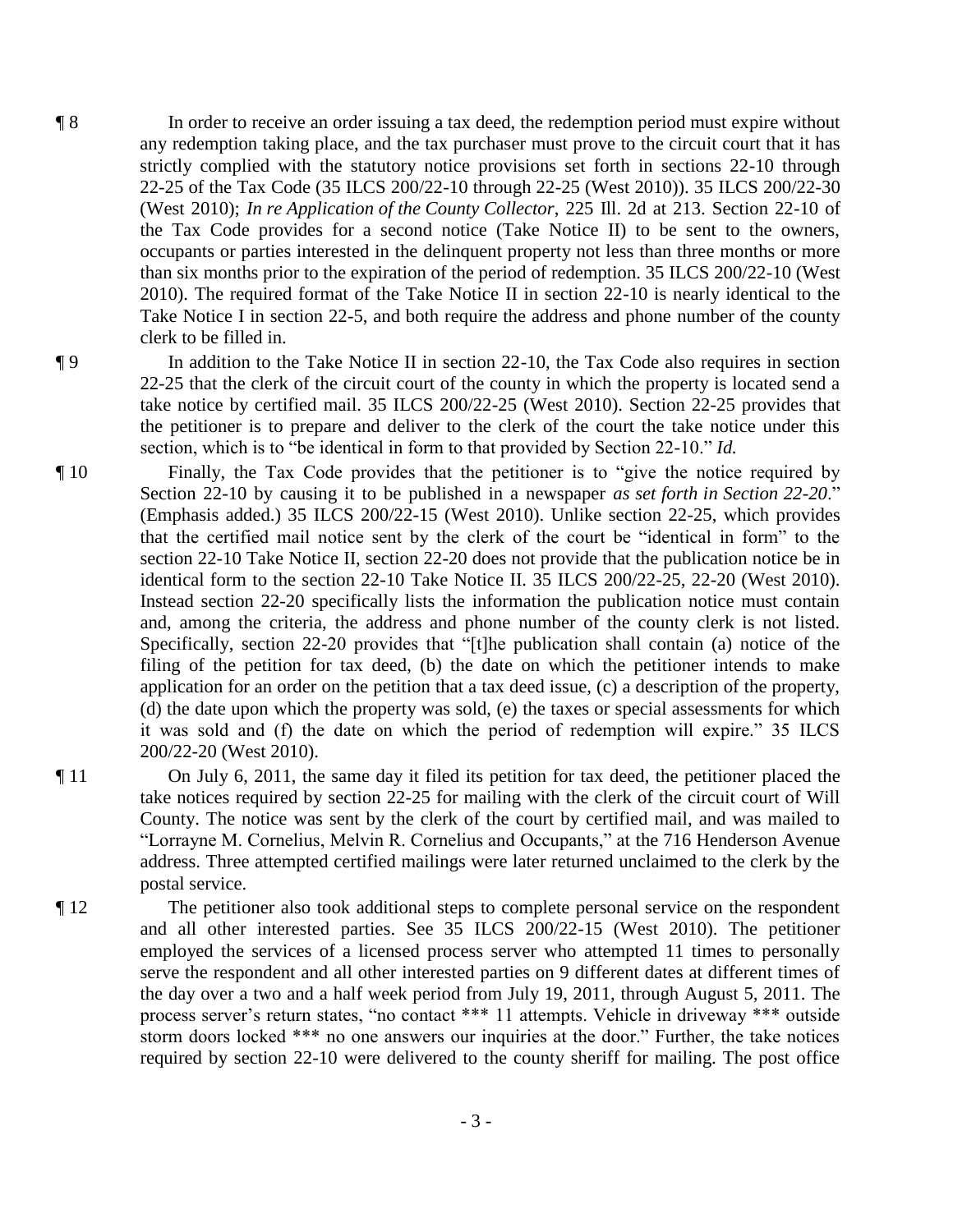¶ 8 In order to receive an order issuing a tax deed, the redemption period must expire without any redemption taking place, and the tax purchaser must prove to the circuit court that it has strictly complied with the statutory notice provisions set forth in sections 22-10 through 22-25 of the Tax Code (35 ILCS 200/22-10 through 22-25 (West 2010)). 35 ILCS 200/22-30 (West 2010); *In re Application of the County Collector*, 225 Ill. 2d at 213. Section 22-10 of the Tax Code provides for a second notice (Take Notice II) to be sent to the owners, occupants or parties interested in the delinquent property not less than three months or more than six months prior to the expiration of the period of redemption. 35 ILCS 200/22-10 (West 2010). The required format of the Take Notice II in section 22-10 is nearly identical to the Take Notice I in section 22-5, and both require the address and phone number of the county clerk to be filled in.

¶ 9 In addition to the Take Notice II in section 22-10, the Tax Code also requires in section 22-25 that the clerk of the circuit court of the county in which the property is located send a take notice by certified mail. 35 ILCS 200/22-25 (West 2010). Section 22-25 provides that the petitioner is to prepare and deliver to the clerk of the court the take notice under this section, which is to "be identical in form to that provided by Section 22-10." *Id.*

¶ 10 Finally, the Tax Code provides that the petitioner is to "give the notice required by Section 22-10 by causing it to be published in a newspaper *as set forth in Section 22-20*." (Emphasis added.) 35 ILCS 200/22-15 (West 2010). Unlike section 22-25, which provides that the certified mail notice sent by the clerk of the court be "identical in form" to the section 22-10 Take Notice II, section 22-20 does not provide that the publication notice be in identical form to the section 22-10 Take Notice II. 35 ILCS 200/22-25, 22-20 (West 2010). Instead section 22-20 specifically lists the information the publication notice must contain and, among the criteria, the address and phone number of the county clerk is not listed. Specifically, section 22-20 provides that "[t]he publication shall contain (a) notice of the filing of the petition for tax deed, (b) the date on which the petitioner intends to make application for an order on the petition that a tax deed issue, (c) a description of the property, (d) the date upon which the property was sold, (e) the taxes or special assessments for which it was sold and (f) the date on which the period of redemption will expire." 35 ILCS 200/22-20 (West 2010).

¶ 11 On July 6, 2011, the same day it filed its petition for tax deed, the petitioner placed the take notices required by section 22-25 for mailing with the clerk of the circuit court of Will County. The notice was sent by the clerk of the court by certified mail, and was mailed to "Lorrayne M. Cornelius, Melvin R. Cornelius and Occupants," at the 716 Henderson Avenue address. Three attempted certified mailings were later returned unclaimed to the clerk by the postal service.

¶ 12 The petitioner also took additional steps to complete personal service on the respondent and all other interested parties. See 35 ILCS 200/22-15 (West 2010). The petitioner employed the services of a licensed process server who attempted 11 times to personally serve the respondent and all other interested parties on 9 different dates at different times of the day over a two and a half week period from July 19, 2011, through August 5, 2011. The process server's return states, "no contact *** 11 attempts. Vehicle in driveway *** outside storm doors locked *** no one answers our inquiries at the door." Further, the take notices required by section 22-10 were delivered to the county sheriff for mailing. The post office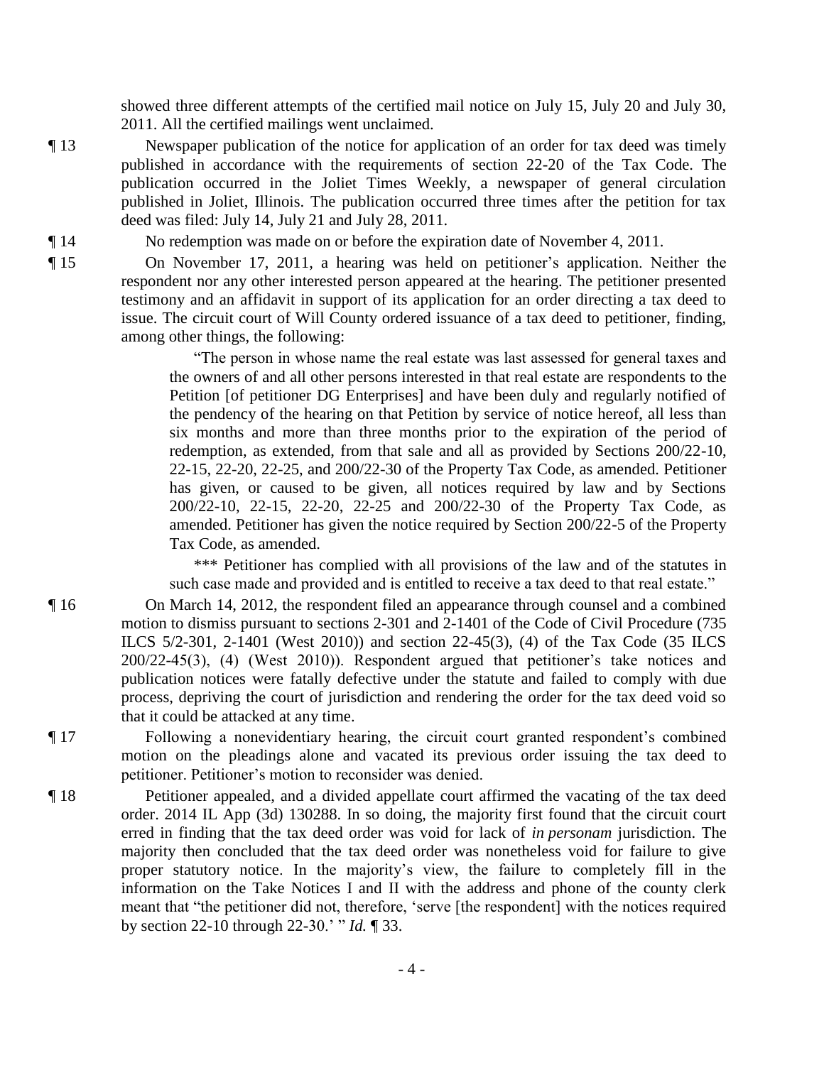showed three different attempts of the certified mail notice on July 15, July 20 and July 30, 2011. All the certified mailings went unclaimed.

¶ 13 Newspaper publication of the notice for application of an order for tax deed was timely published in accordance with the requirements of section 22-20 of the Tax Code. The publication occurred in the Joliet Times Weekly, a newspaper of general circulation published in Joliet, Illinois. The publication occurred three times after the petition for tax deed was filed: July 14, July 21 and July 28, 2011.

¶ 14 No redemption was made on or before the expiration date of November 4, 2011.

¶ 15 On November 17, 2011, a hearing was held on petitioner's application. Neither the respondent nor any other interested person appeared at the hearing. The petitioner presented testimony and an affidavit in support of its application for an order directing a tax deed to issue. The circuit court of Will County ordered issuance of a tax deed to petitioner, finding, among other things, the following:

> "The person in whose name the real estate was last assessed for general taxes and the owners of and all other persons interested in that real estate are respondents to the Petition [of petitioner DG Enterprises] and have been duly and regularly notified of the pendency of the hearing on that Petition by service of notice hereof, all less than six months and more than three months prior to the expiration of the period of redemption, as extended, from that sale and all as provided by Sections 200/22-10, 22-15, 22-20, 22-25, and 200/22-30 of the Property Tax Code, as amended. Petitioner has given, or caused to be given, all notices required by law and by Sections 200/22-10, 22-15, 22-20, 22-25 and 200/22-30 of the Property Tax Code, as amended. Petitioner has given the notice required by Section 200/22-5 of the Property Tax Code, as amended.
>
> \*\*\* Petitioner has complied with all provisions of the law and of the statutes in such case made and provided and is entitled to receive a tax deed to that real estate."

¶ 16 On March 14, 2012, the respondent filed an appearance through counsel and a combined motion to dismiss pursuant to sections 2-301 and 2-1401 of the Code of Civil Procedure (735 ILCS 5/2-301, 2-1401 (West 2010)) and section 22-45(3), (4) of the Tax Code (35 ILCS 200/22-45(3), (4) (West 2010)). Respondent argued that petitioner's take notices and publication notices were fatally defective under the statute and failed to comply with due process, depriving the court of jurisdiction and rendering the order for the tax deed void so that it could be attacked at any time.

¶ 17 Following a nonevidentiary hearing, the circuit court granted respondent's combined motion on the pleadings alone and vacated its previous order issuing the tax deed to petitioner. Petitioner's motion to reconsider was denied.

¶ 18 Petitioner appealed, and a divided appellate court affirmed the vacating of the tax deed order. 2014 IL App (3d) 130288. In so doing, the majority first found that the circuit court erred in finding that the tax deed order was void for lack of *in personam* jurisdiction. The majority then concluded that the tax deed order was nonetheless void for failure to give proper statutory notice. In the majority's view, the failure to completely fill in the information on the Take Notices I and II with the address and phone of the county clerk meant that "the petitioner did not, therefore, 'serve [the respondent] with the notices required by section 22-10 through 22-30.' " *Id.* ¶ 33.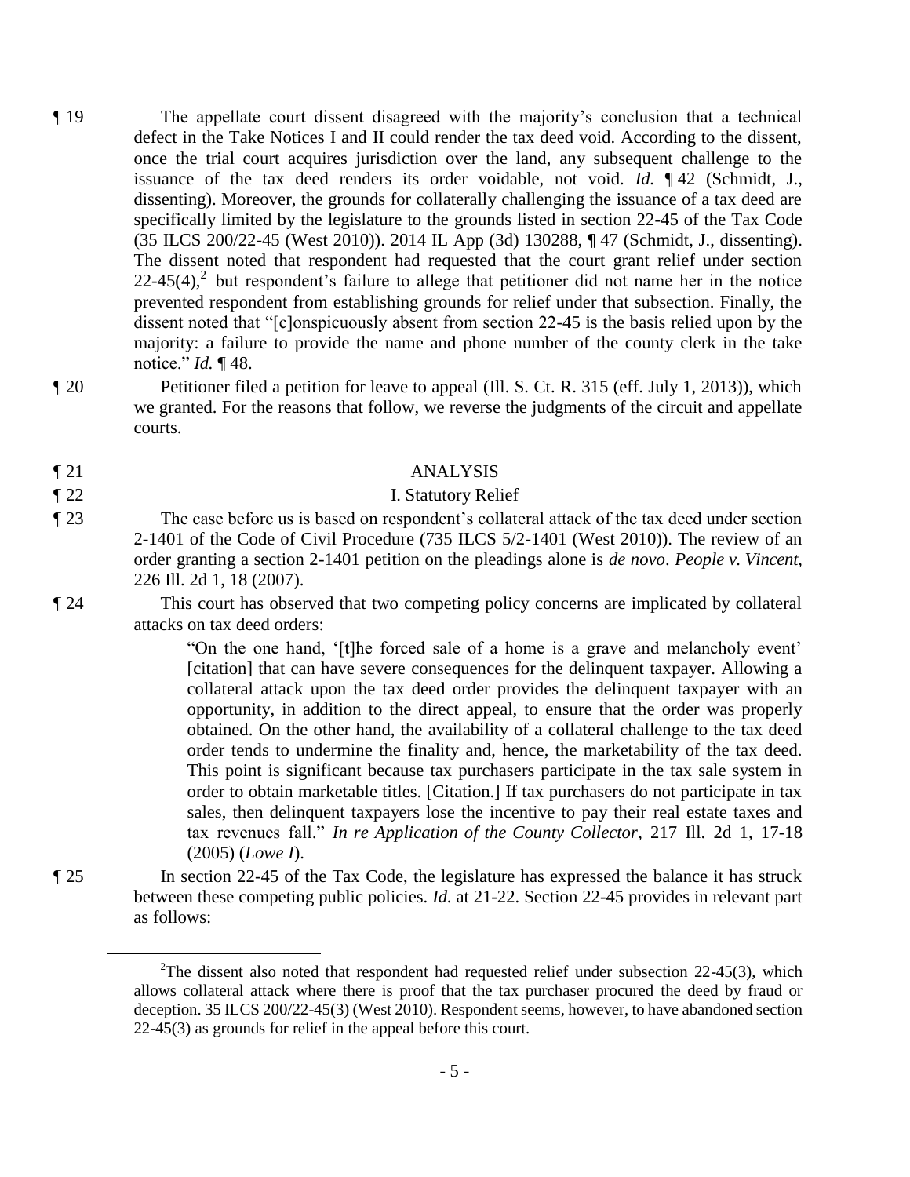¶ 19 The appellate court dissent disagreed with the majority's conclusion that a technical defect in the Take Notices I and II could render the tax deed void. According to the dissent, once the trial court acquires jurisdiction over the land, any subsequent challenge to the issuance of the tax deed renders its order voidable, not void. *Id.* ¶ 42 (Schmidt, J., dissenting). Moreover, the grounds for collaterally challenging the issuance of a tax deed are specifically limited by the legislature to the grounds listed in section 22-45 of the Tax Code (35 ILCS 200/22-45 (West 2010)). 2014 IL App (3d) 130288, ¶ 47 (Schmidt, J., dissenting). The dissent noted that respondent had requested that the court grant relief under section 22-45(4),[2] but respondent's failure to allege that petitioner did not name her in the notice prevented respondent from establishing grounds for relief under that subsection. Finally, the dissent noted that "[c]onspicuously absent from section 22-45 is the basis relied upon by the majority: a failure to provide the name and phone number of the county clerk in the take notice." *Id.* ¶ 48.

¶ 20 Petitioner filed a petition for leave to appeal (Ill. S. Ct. R. 315 (eff. July 1, 2013)), which we granted. For the reasons that follow, we reverse the judgments of the circuit and appellate courts.

¶ 21 ANALYSIS

¶ 22 I. Statutory Relief

¶ 23 The case before us is based on respondent's collateral attack of the tax deed under section 2-1401 of the Code of Civil Procedure (735 ILCS 5/2-1401 (West 2010)). The review of an order granting a section 2-1401 petition on the pleadings alone is *de novo*. *People v. Vincent*, 226 Ill. 2d 1, 18 (2007).

¶ 24 This court has observed that two competing policy concerns are implicated by collateral attacks on tax deed orders:

> "On the one hand, '[t]he forced sale of a home is a grave and melancholy event' [citation] that can have severe consequences for the delinquent taxpayer. Allowing a collateral attack upon the tax deed order provides the delinquent taxpayer with an opportunity, in addition to the direct appeal, to ensure that the order was properly obtained. On the other hand, the availability of a collateral challenge to the tax deed order tends to undermine the finality and, hence, the marketability of the tax deed. This point is significant because tax purchasers participate in the tax sale system in order to obtain marketable titles. [Citation.] If tax purchasers do not participate in tax sales, then delinquent taxpayers lose the incentive to pay their real estate taxes and tax revenues fall." *In re Application of the County Collector*, 217 Ill. 2d 1, 17-18 (2005) (*Lowe I*).

¶ 25 In section 22-45 of the Tax Code, the legislature has expressed the balance it has struck between these competing public policies. *Id.* at 21-22. Section 22-45 provides in relevant part as follows:

---

[2]The dissent also noted that respondent had requested relief under subsection 22-45(3), which allows collateral attack where there is proof that the tax purchaser procured the deed by fraud or deception. 35 ILCS 200/22-45(3) (West 2010). Respondent seems, however, to have abandoned section 22-45(3) as grounds for relief in the appeal before this court.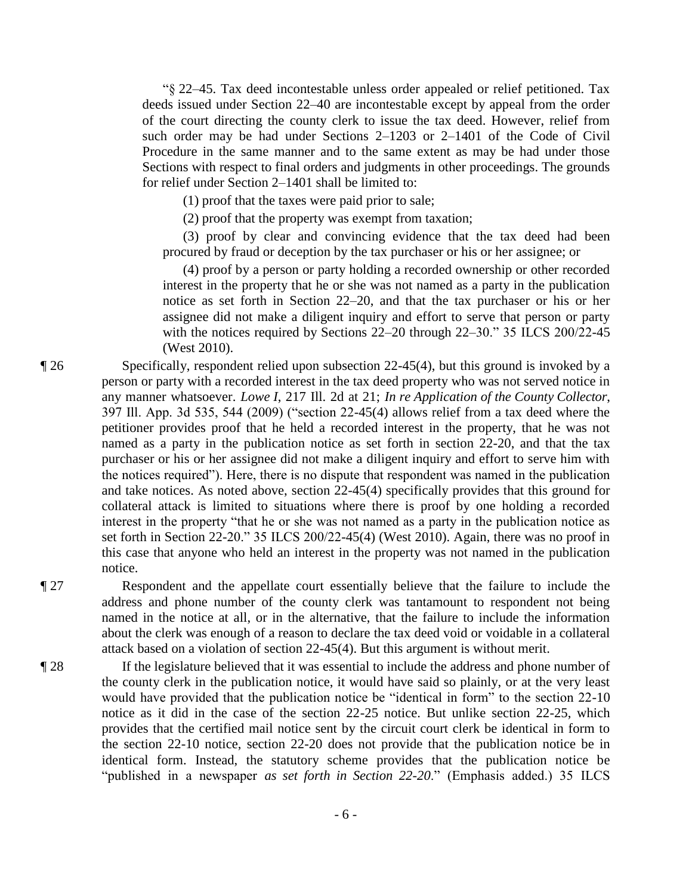"§ 22–45. Tax deed incontestable unless order appealed or relief petitioned. Tax deeds issued under Section 22–40 are incontestable except by appeal from the order of the court directing the county clerk to issue the tax deed. However, relief from such order may be had under Sections 2–1203 or 2–1401 of the Code of Civil Procedure in the same manner and to the same extent as may be had under those Sections with respect to final orders and judgments in other proceedings. The grounds for relief under Section 2–1401 shall be limited to:

(1) proof that the taxes were paid prior to sale;

(2) proof that the property was exempt from taxation;

(3) proof by clear and convincing evidence that the tax deed had been procured by fraud or deception by the tax purchaser or his or her assignee; or

(4) proof by a person or party holding a recorded ownership or other recorded interest in the property that he or she was not named as a party in the publication notice as set forth in Section 22–20, and that the tax purchaser or his or her assignee did not make a diligent inquiry and effort to serve that person or party with the notices required by Sections 22–20 through 22–30." 35 ILCS 200/22-45 (West 2010).

¶ 26 Specifically, respondent relied upon subsection 22-45(4), but this ground is invoked by a person or party with a recorded interest in the tax deed property who was not served notice in any manner whatsoever. *Lowe I*, 217 Ill. 2d at 21; *In re Application of the County Collector*, 397 Ill. App. 3d 535, 544 (2009) ("section 22-45(4) allows relief from a tax deed where the petitioner provides proof that he held a recorded interest in the property, that he was not named as a party in the publication notice as set forth in section 22-20, and that the tax purchaser or his or her assignee did not make a diligent inquiry and effort to serve him with the notices required"). Here, there is no dispute that respondent was named in the publication and take notices. As noted above, section 22-45(4) specifically provides that this ground for collateral attack is limited to situations where there is proof by one holding a recorded interest in the property "that he or she was not named as a party in the publication notice as set forth in Section 22-20." 35 ILCS 200/22-45(4) (West 2010). Again, there was no proof in this case that anyone who held an interest in the property was not named in the publication notice.

¶ 27 Respondent and the appellate court essentially believe that the failure to include the address and phone number of the county clerk was tantamount to respondent not being named in the notice at all, or in the alternative, that the failure to include the information about the clerk was enough of a reason to declare the tax deed void or voidable in a collateral attack based on a violation of section 22-45(4). But this argument is without merit.

¶ 28 If the legislature believed that it was essential to include the address and phone number of the county clerk in the publication notice, it would have said so plainly, or at the very least would have provided that the publication notice be "identical in form" to the section 22-10 notice as it did in the case of the section 22-25 notice. But unlike section 22-25, which provides that the certified mail notice sent by the circuit court clerk be identical in form to the section 22-10 notice, section 22-20 does not provide that the publication notice be in identical form. Instead, the statutory scheme provides that the publication notice be "published in a newspaper *as set forth in Section 22-20*." (Emphasis added.) 35 ILCS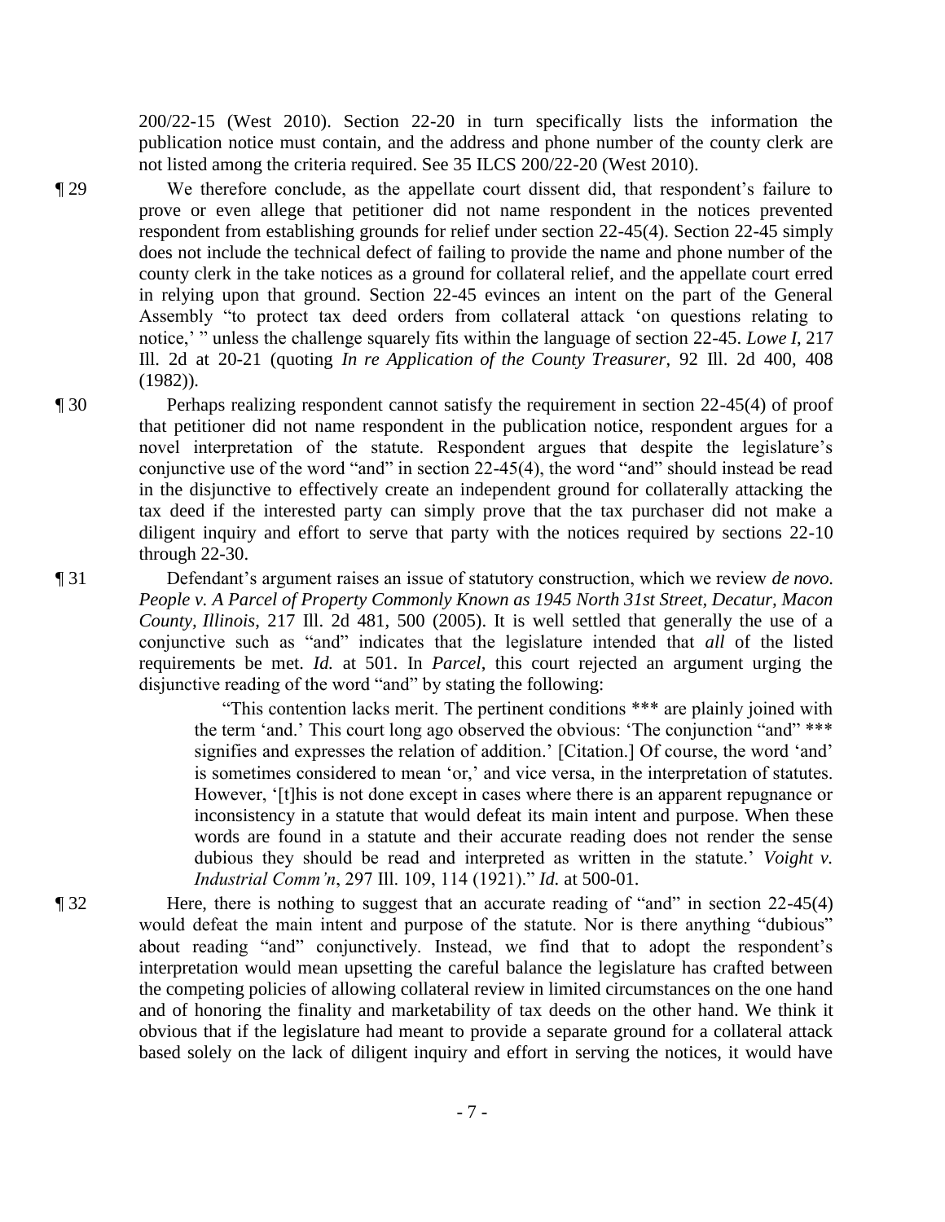200/22-15 (West 2010). Section 22-20 in turn specifically lists the information the publication notice must contain, and the address and phone number of the county clerk are not listed among the criteria required. See 35 ILCS 200/22-20 (West 2010).

¶ 29 We therefore conclude, as the appellate court dissent did, that respondent's failure to prove or even allege that petitioner did not name respondent in the notices prevented respondent from establishing grounds for relief under section 22-45(4). Section 22-45 simply does not include the technical defect of failing to provide the name and phone number of the county clerk in the take notices as a ground for collateral relief, and the appellate court erred in relying upon that ground. Section 22-45 evinces an intent on the part of the General Assembly "to protect tax deed orders from collateral attack 'on questions relating to notice,' " unless the challenge squarely fits within the language of section 22-45. *Lowe I*, 217 Ill. 2d at 20-21 (quoting *In re Application of the County Treasurer*, 92 Ill. 2d 400, 408 (1982)).

¶ 30 Perhaps realizing respondent cannot satisfy the requirement in section 22-45(4) of proof that petitioner did not name respondent in the publication notice, respondent argues for a novel interpretation of the statute. Respondent argues that despite the legislature's conjunctive use of the word "and" in section 22-45(4), the word "and" should instead be read in the disjunctive to effectively create an independent ground for collaterally attacking the tax deed if the interested party can simply prove that the tax purchaser did not make a diligent inquiry and effort to serve that party with the notices required by sections 22-10 through 22-30.

¶ 31 Defendant's argument raises an issue of statutory construction, which we review *de novo*. *People v. A Parcel of Property Commonly Known as 1945 North 31st Street, Decatur, Macon County, Illinois*, 217 Ill. 2d 481, 500 (2005). It is well settled that generally the use of a conjunctive such as "and" indicates that the legislature intended that *all* of the listed requirements be met. *Id.* at 501. In *Parcel*, this court rejected an argument urging the disjunctive reading of the word "and" by stating the following:

> "This contention lacks merit. The pertinent conditions *** are plainly joined with the term 'and.' This court long ago observed the obvious: 'The conjunction "and" *** signifies and expresses the relation of addition.' [Citation.] Of course, the word 'and' is sometimes considered to mean 'or,' and vice versa, in the interpretation of statutes. However, '[t]his is not done except in cases where there is an apparent repugnance or inconsistency in a statute that would defeat its main intent and purpose. When these words are found in a statute and their accurate reading does not render the sense dubious they should be read and interpreted as written in the statute.' *Voight v. Industrial Comm'n*, 297 Ill. 109, 114 (1921)." *Id.* at 500-01.

¶ 32 Here, there is nothing to suggest that an accurate reading of "and" in section 22-45(4) would defeat the main intent and purpose of the statute. Nor is there anything "dubious" about reading "and" conjunctively. Instead, we find that to adopt the respondent's interpretation would mean upsetting the careful balance the legislature has crafted between the competing policies of allowing collateral review in limited circumstances on the one hand and of honoring the finality and marketability of tax deeds on the other hand. We think it obvious that if the legislature had meant to provide a separate ground for a collateral attack based solely on the lack of diligent inquiry and effort in serving the notices, it would have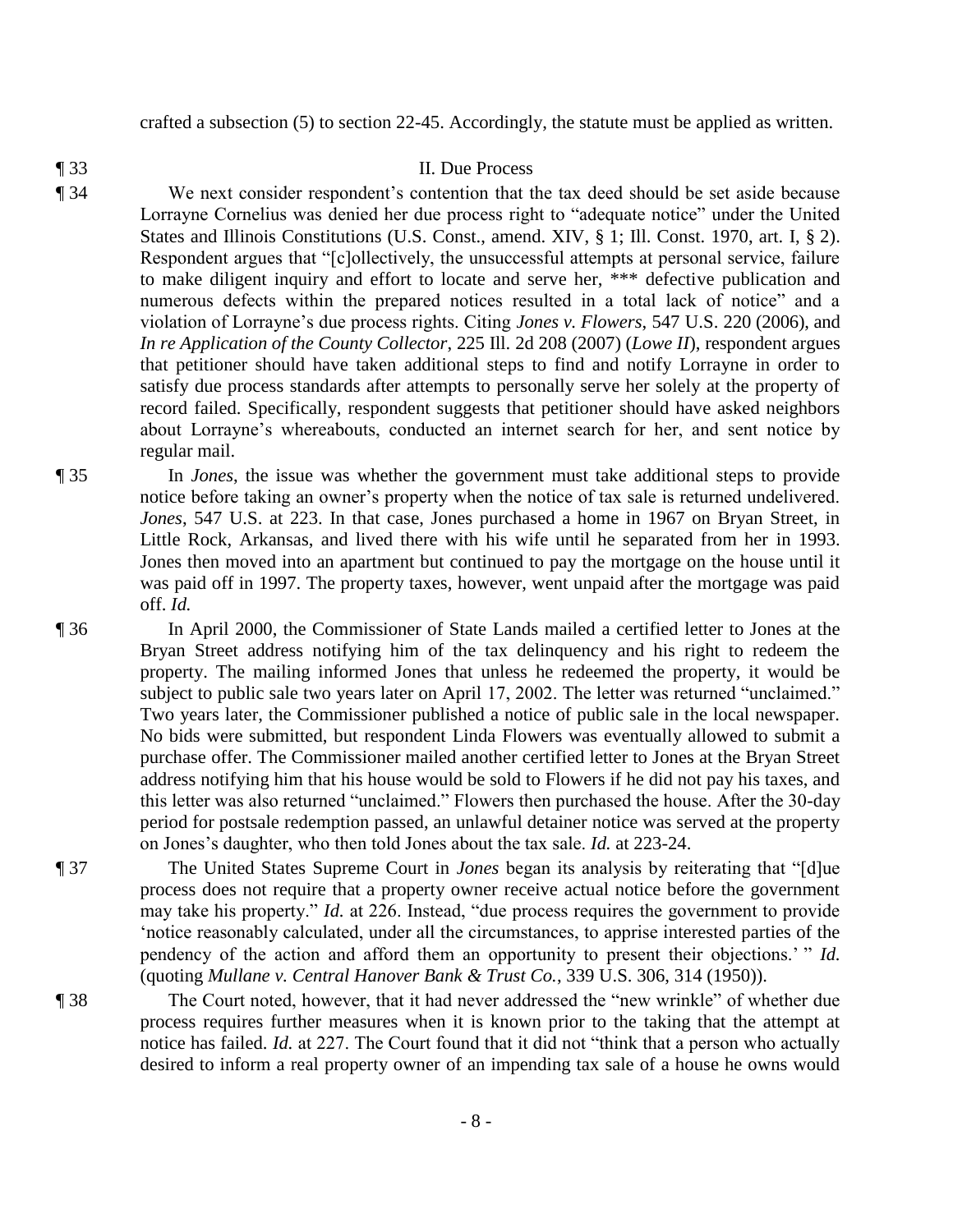crafted a subsection (5) to section 22-45. Accordingly, the statute must be applied as written.

¶ 33 II. Due Process

¶ 34 We next consider respondent's contention that the tax deed should be set aside because Lorrayne Cornelius was denied her due process right to "adequate notice" under the United States and Illinois Constitutions (U.S. Const., amend. XIV, § 1; Ill. Const. 1970, art. I, § 2). Respondent argues that "[c]ollectively, the unsuccessful attempts at personal service, failure to make diligent inquiry and effort to locate and serve her, *** defective publication and numerous defects within the prepared notices resulted in a total lack of notice" and a violation of Lorrayne's due process rights. Citing *Jones v. Flowers*, 547 U.S. 220 (2006), and *In re Application of the County Collector*, 225 Ill. 2d 208 (2007) (*Lowe II*), respondent argues that petitioner should have taken additional steps to find and notify Lorrayne in order to satisfy due process standards after attempts to personally serve her solely at the property of record failed. Specifically, respondent suggests that petitioner should have asked neighbors about Lorrayne's whereabouts, conducted an internet search for her, and sent notice by regular mail.

¶ 35 In *Jones*, the issue was whether the government must take additional steps to provide notice before taking an owner's property when the notice of tax sale is returned undelivered. *Jones*, 547 U.S. at 223. In that case, Jones purchased a home in 1967 on Bryan Street, in Little Rock, Arkansas, and lived there with his wife until he separated from her in 1993. Jones then moved into an apartment but continued to pay the mortgage on the house until it was paid off in 1997. The property taxes, however, went unpaid after the mortgage was paid off. *Id.*

¶ 36 In April 2000, the Commissioner of State Lands mailed a certified letter to Jones at the Bryan Street address notifying him of the tax delinquency and his right to redeem the property. The mailing informed Jones that unless he redeemed the property, it would be subject to public sale two years later on April 17, 2002. The letter was returned "unclaimed." Two years later, the Commissioner published a notice of public sale in the local newspaper. No bids were submitted, but respondent Linda Flowers was eventually allowed to submit a purchase offer. The Commissioner mailed another certified letter to Jones at the Bryan Street address notifying him that his house would be sold to Flowers if he did not pay his taxes, and this letter was also returned "unclaimed." Flowers then purchased the house. After the 30-day period for postsale redemption passed, an unlawful detainer notice was served at the property on Jones's daughter, who then told Jones about the tax sale. *Id.* at 223-24.

¶ 37 The United States Supreme Court in *Jones* began its analysis by reiterating that "[d]ue process does not require that a property owner receive actual notice before the government may take his property." *Id.* at 226. Instead, "due process requires the government to provide 'notice reasonably calculated, under all the circumstances, to apprise interested parties of the pendency of the action and afford them an opportunity to present their objections.' " *Id.* (quoting *Mullane v. Central Hanover Bank & Trust Co.*, 339 U.S. 306, 314 (1950)).

¶ 38 The Court noted, however, that it had never addressed the "new wrinkle" of whether due process requires further measures when it is known prior to the taking that the attempt at notice has failed. *Id.* at 227. The Court found that it did not "think that a person who actually desired to inform a real property owner of an impending tax sale of a house he owns would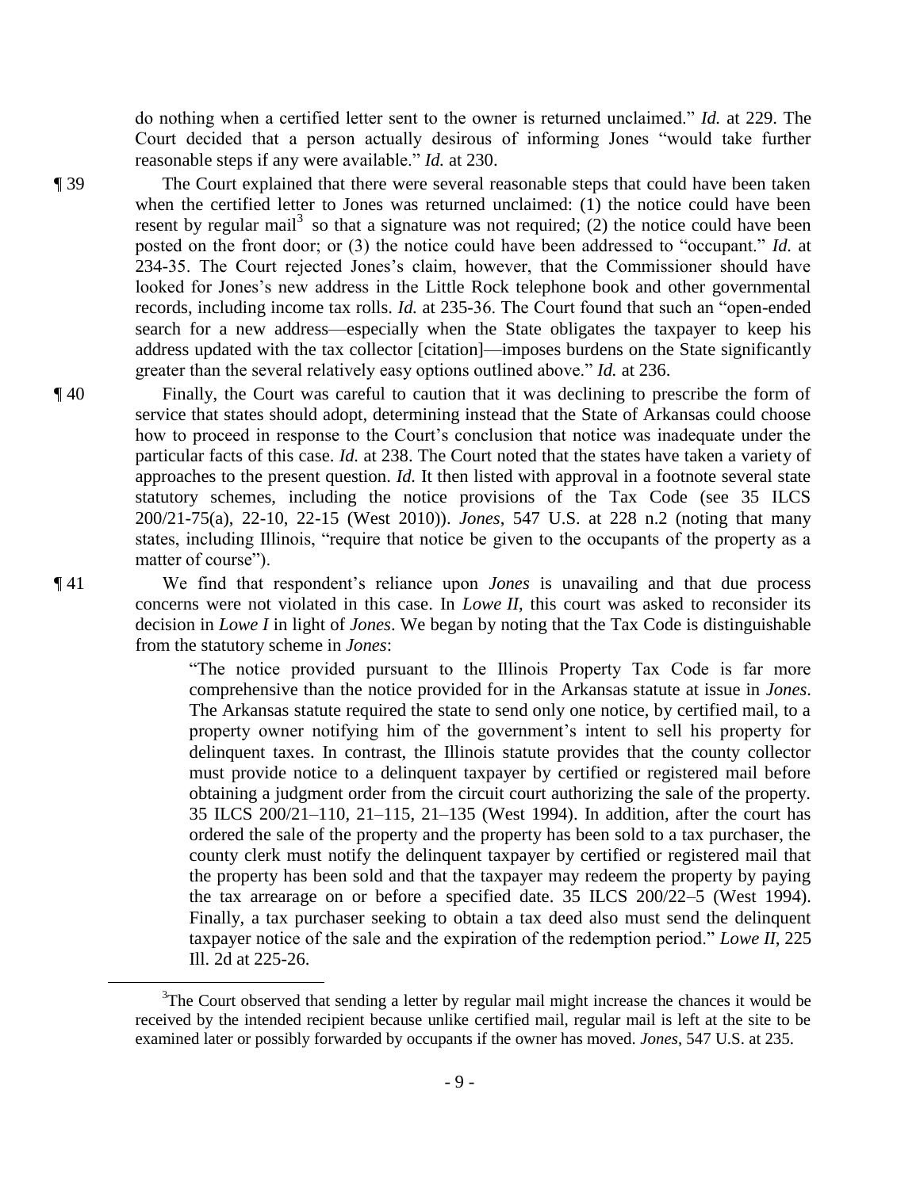do nothing when a certified letter sent to the owner is returned unclaimed." *Id.* at 229. The Court decided that a person actually desirous of informing Jones "would take further reasonable steps if any were available." *Id.* at 230.

¶ 39 The Court explained that there were several reasonable steps that could have been taken when the certified letter to Jones was returned unclaimed: (1) the notice could have been resent by regular mail[3] so that a signature was not required; (2) the notice could have been posted on the front door; or (3) the notice could have been addressed to "occupant." *Id.* at 234-35. The Court rejected Jones's claim, however, that the Commissioner should have looked for Jones's new address in the Little Rock telephone book and other governmental records, including income tax rolls. *Id.* at 235-36. The Court found that such an "open-ended search for a new address—especially when the State obligates the taxpayer to keep his address updated with the tax collector [citation]—imposes burdens on the State significantly greater than the several relatively easy options outlined above." *Id.* at 236.

¶ 40 Finally, the Court was careful to caution that it was declining to prescribe the form of service that states should adopt, determining instead that the State of Arkansas could choose how to proceed in response to the Court's conclusion that notice was inadequate under the particular facts of this case. *Id.* at 238. The Court noted that the states have taken a variety of approaches to the present question. *Id.* It then listed with approval in a footnote several state statutory schemes, including the notice provisions of the Tax Code (see 35 ILCS 200/21-75(a), 22-10, 22-15 (West 2010)). *Jones*, 547 U.S. at 228 n.2 (noting that many states, including Illinois, "require that notice be given to the occupants of the property as a matter of course").

¶ 41 We find that respondent's reliance upon *Jones* is unavailing and that due process concerns were not violated in this case. In *Lowe II*, this court was asked to reconsider its decision in *Lowe I* in light of *Jones*. We began by noting that the Tax Code is distinguishable from the statutory scheme in *Jones*:

> "The notice provided pursuant to the Illinois Property Tax Code is far more comprehensive than the notice provided for in the Arkansas statute at issue in *Jones*. The Arkansas statute required the state to send only one notice, by certified mail, to a property owner notifying him of the government's intent to sell his property for delinquent taxes. In contrast, the Illinois statute provides that the county collector must provide notice to a delinquent taxpayer by certified or registered mail before obtaining a judgment order from the circuit court authorizing the sale of the property. 35 ILCS 200/21–110, 21–115, 21–135 (West 1994). In addition, after the court has ordered the sale of the property and the property has been sold to a tax purchaser, the county clerk must notify the delinquent taxpayer by certified or registered mail that the property has been sold and that the taxpayer may redeem the property by paying the tax arrearage on or before a specified date. 35 ILCS 200/22–5 (West 1994). Finally, a tax purchaser seeking to obtain a tax deed also must send the delinquent taxpayer notice of the sale and the expiration of the redemption period." *Lowe II*, 225 Ill. 2d at 225-26.

---

[3] The Court observed that sending a letter by regular mail might increase the chances it would be received by the intended recipient because unlike certified mail, regular mail is left at the site to be examined later or possibly forwarded by occupants if the owner has moved. *Jones*, 547 U.S. at 235.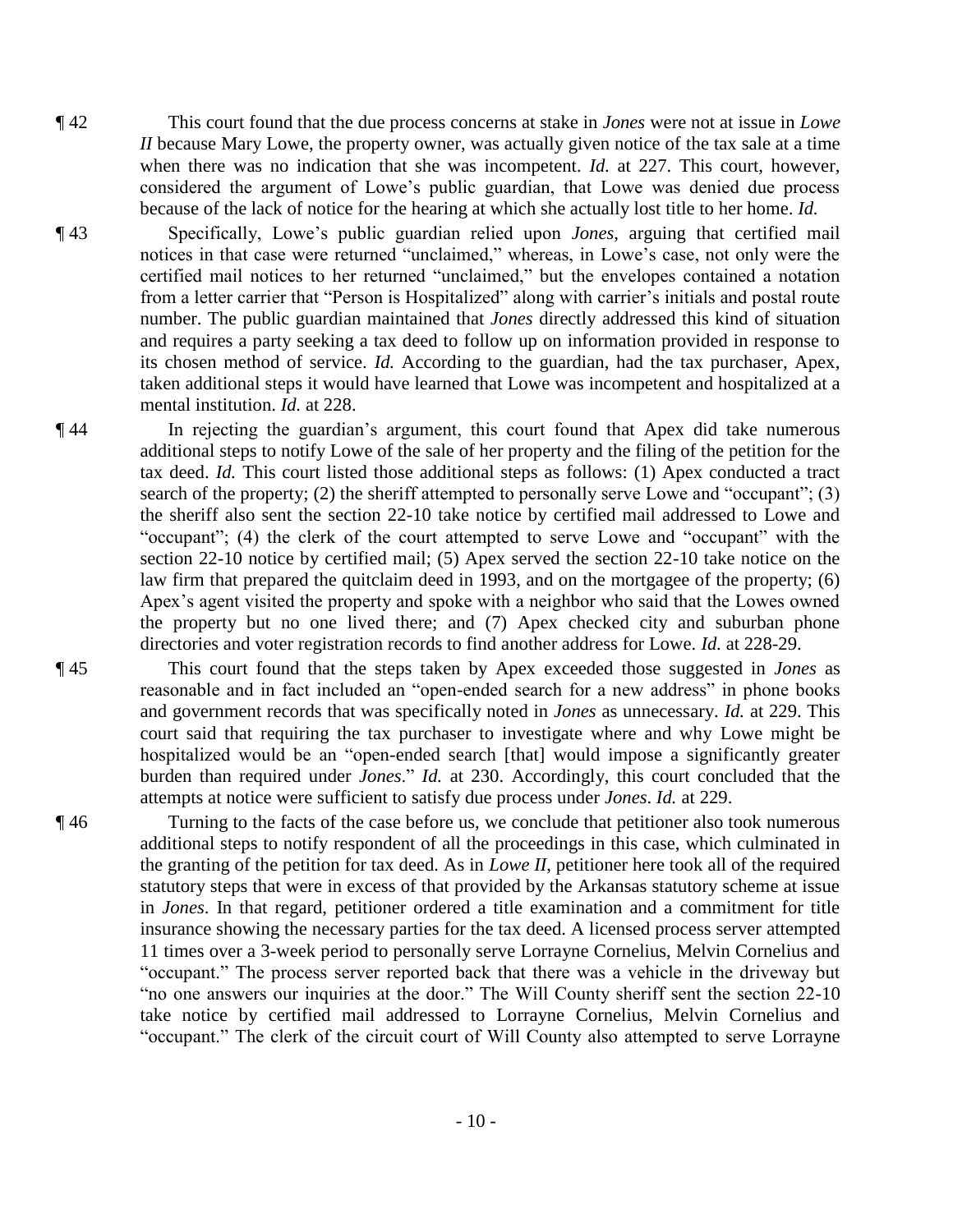¶ 42 This court found that the due process concerns at stake in *Jones* were not at issue in *Lowe II* because Mary Lowe, the property owner, was actually given notice of the tax sale at a time when there was no indication that she was incompetent. *Id.* at 227. This court, however, considered the argument of Lowe's public guardian, that Lowe was denied due process because of the lack of notice for the hearing at which she actually lost title to her home. *Id.*

¶ 43 Specifically, Lowe's public guardian relied upon *Jones*, arguing that certified mail notices in that case were returned "unclaimed," whereas, in Lowe's case, not only were the certified mail notices to her returned "unclaimed," but the envelopes contained a notation from a letter carrier that "Person is Hospitalized" along with carrier's initials and postal route number. The public guardian maintained that *Jones* directly addressed this kind of situation and requires a party seeking a tax deed to follow up on information provided in response to its chosen method of service. *Id.* According to the guardian, had the tax purchaser, Apex, taken additional steps it would have learned that Lowe was incompetent and hospitalized at a mental institution. *Id.* at 228.

¶ 44 In rejecting the guardian's argument, this court found that Apex did take numerous additional steps to notify Lowe of the sale of her property and the filing of the petition for the tax deed. *Id.* This court listed those additional steps as follows: (1) Apex conducted a tract search of the property; (2) the sheriff attempted to personally serve Lowe and "occupant"; (3) the sheriff also sent the section 22-10 take notice by certified mail addressed to Lowe and "occupant"; (4) the clerk of the court attempted to serve Lowe and "occupant" with the section 22-10 notice by certified mail; (5) Apex served the section 22-10 take notice on the law firm that prepared the quitclaim deed in 1993, and on the mortgagee of the property; (6) Apex's agent visited the property and spoke with a neighbor who said that the Lowes owned the property but no one lived there; and (7) Apex checked city and suburban phone directories and voter registration records to find another address for Lowe. *Id.* at 228-29.

¶ 45 This court found that the steps taken by Apex exceeded those suggested in *Jones* as reasonable and in fact included an "open-ended search for a new address" in phone books and government records that was specifically noted in *Jones* as unnecessary. *Id.* at 229. This court said that requiring the tax purchaser to investigate where and why Lowe might be hospitalized would be an "open-ended search [that] would impose a significantly greater burden than required under *Jones*." *Id.* at 230. Accordingly, this court concluded that the attempts at notice were sufficient to satisfy due process under *Jones*. *Id.* at 229.

¶ 46 Turning to the facts of the case before us, we conclude that petitioner also took numerous additional steps to notify respondent of all the proceedings in this case, which culminated in the granting of the petition for tax deed. As in *Lowe II*, petitioner here took all of the required statutory steps that were in excess of that provided by the Arkansas statutory scheme at issue in *Jones*. In that regard, petitioner ordered a title examination and a commitment for title insurance showing the necessary parties for the tax deed. A licensed process server attempted 11 times over a 3-week period to personally serve Lorrayne Cornelius, Melvin Cornelius and "occupant." The process server reported back that there was a vehicle in the driveway but "no one answers our inquiries at the door." The Will County sheriff sent the section 22-10 take notice by certified mail addressed to Lorrayne Cornelius, Melvin Cornelius and "occupant." The clerk of the circuit court of Will County also attempted to serve Lorrayne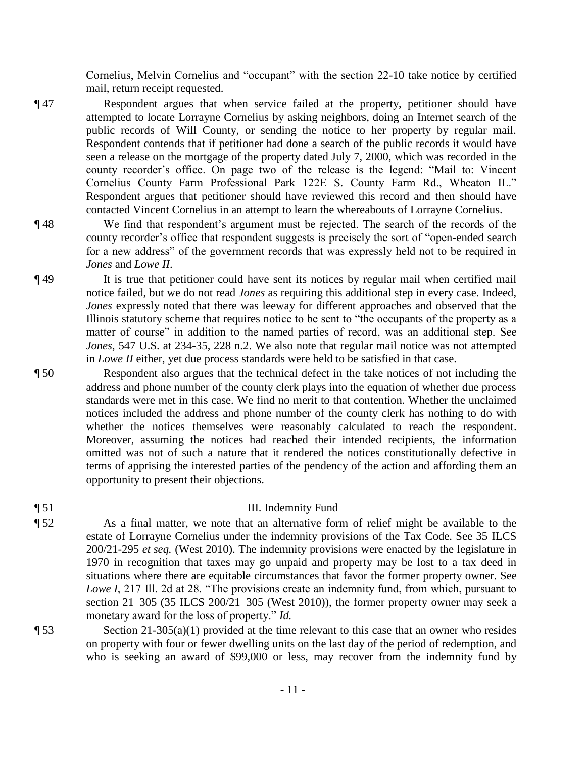Cornelius, Melvin Cornelius and "occupant" with the section 22-10 take notice by certified mail, return receipt requested.

¶ 47 Respondent argues that when service failed at the property, petitioner should have attempted to locate Lorrayne Cornelius by asking neighbors, doing an Internet search of the public records of Will County, or sending the notice to her property by regular mail. Respondent contends that if petitioner had done a search of the public records it would have seen a release on the mortgage of the property dated July 7, 2000, which was recorded in the county recorder's office. On page two of the release is the legend: "Mail to: Vincent Cornelius County Farm Professional Park 122E S. County Farm Rd., Wheaton IL." Respondent argues that petitioner should have reviewed this record and then should have contacted Vincent Cornelius in an attempt to learn the whereabouts of Lorrayne Cornelius.

¶ 48 We find that respondent's argument must be rejected. The search of the records of the county recorder's office that respondent suggests is precisely the sort of "open-ended search for a new address" of the government records that was expressly held not to be required in *Jones* and *Lowe II*.

¶ 49 It is true that petitioner could have sent its notices by regular mail when certified mail notice failed, but we do not read *Jones* as requiring this additional step in every case. Indeed, *Jones* expressly noted that there was leeway for different approaches and observed that the Illinois statutory scheme that requires notice to be sent to "the occupants of the property as a matter of course" in addition to the named parties of record, was an additional step. See *Jones*, 547 U.S. at 234-35, 228 n.2. We also note that regular mail notice was not attempted in *Lowe II* either, yet due process standards were held to be satisfied in that case.

¶ 50 Respondent also argues that the technical defect in the take notices of not including the address and phone number of the county clerk plays into the equation of whether due process standards were met in this case. We find no merit to that contention. Whether the unclaimed notices included the address and phone number of the county clerk has nothing to do with whether the notices themselves were reasonably calculated to reach the respondent. Moreover, assuming the notices had reached their intended recipients, the information omitted was not of such a nature that it rendered the notices constitutionally defective in terms of apprising the interested parties of the pendency of the action and affording them an opportunity to present their objections.

¶ 51 III. Indemnity Fund

¶ 52 As a final matter, we note that an alternative form of relief might be available to the estate of Lorrayne Cornelius under the indemnity provisions of the Tax Code. See 35 ILCS 200/21-295 *et seq.* (West 2010). The indemnity provisions were enacted by the legislature in 1970 in recognition that taxes may go unpaid and property may be lost to a tax deed in situations where there are equitable circumstances that favor the former property owner. See *Lowe I*, 217 Ill. 2d at 28. "The provisions create an indemnity fund, from which, pursuant to section 21–305 (35 ILCS 200/21–305 (West 2010)), the former property owner may seek a monetary award for the loss of property." *Id.*

¶ 53 Section 21-305(a)(1) provided at the time relevant to this case that an owner who resides on property with four or fewer dwelling units on the last day of the period of redemption, and who is seeking an award of $99,000 or less, may recover from the indemnity fund by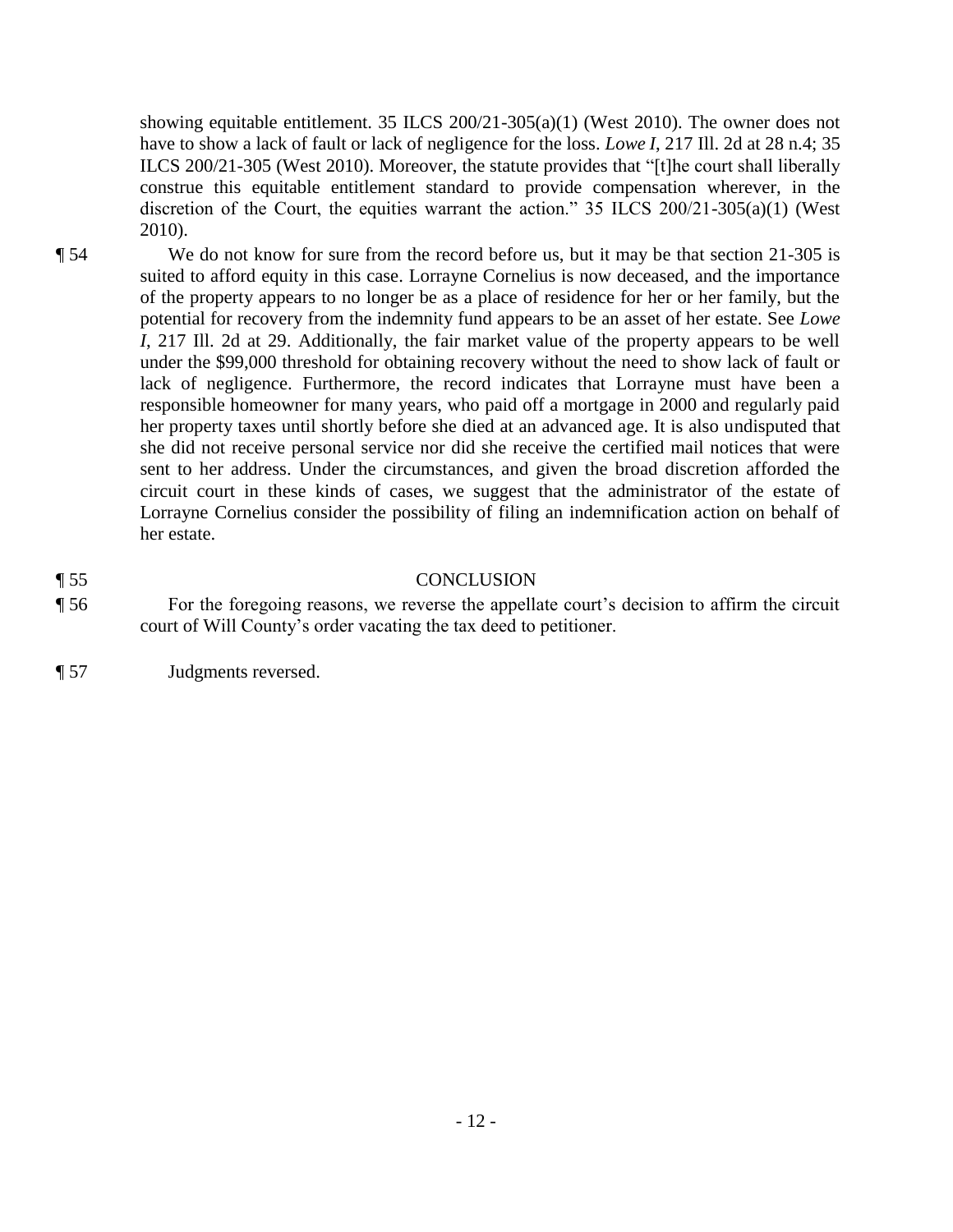showing equitable entitlement. 35 ILCS 200/21-305(a)(1) (West 2010). The owner does not have to show a lack of fault or lack of negligence for the loss. *Lowe I*, 217 Ill. 2d at 28 n.4; 35 ILCS 200/21-305 (West 2010). Moreover, the statute provides that "[t]he court shall liberally construe this equitable entitlement standard to provide compensation wherever, in the discretion of the Court, the equities warrant the action." 35 ILCS 200/21-305(a)(1) (West 2010).

¶ 54 We do not know for sure from the record before us, but it may be that section 21-305 is suited to afford equity in this case. Lorrayne Cornelius is now deceased, and the importance of the property appears to no longer be as a place of residence for her or her family, but the potential for recovery from the indemnity fund appears to be an asset of her estate. See *Lowe I*, 217 Ill. 2d at 29. Additionally, the fair market value of the property appears to be well under the $99,000 threshold for obtaining recovery without the need to show lack of fault or lack of negligence. Furthermore, the record indicates that Lorrayne must have been a responsible homeowner for many years, who paid off a mortgage in 2000 and regularly paid her property taxes until shortly before she died at an advanced age. It is also undisputed that she did not receive personal service nor did she receive the certified mail notices that were sent to her address. Under the circumstances, and given the broad discretion afforded the circuit court in these kinds of cases, we suggest that the administrator of the estate of Lorrayne Cornelius consider the possibility of filing an indemnification action on behalf of her estate.

¶ 55 CONCLUSION

¶ 56 For the foregoing reasons, we reverse the appellate court's decision to affirm the circuit court of Will County's order vacating the tax deed to petitioner.

¶ 57 Judgments reversed.